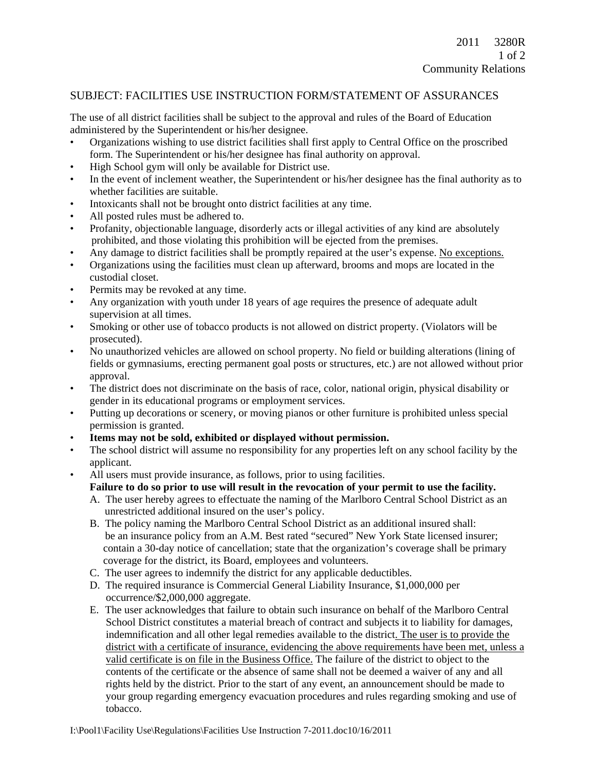## SUBJECT: FACILITIES USE INSTRUCTION FORM/STATEMENT OF ASSURANCES

The use of all district facilities shall be subject to the approval and rules of the Board of Education administered by the Superintendent or his/her designee.

- Organizations wishing to use district facilities shall first apply to Central Office on the proscribed form. The Superintendent or his/her designee has final authority on approval.
- High School gym will only be available for District use.
- In the event of inclement weather, the Superintendent or his/her designee has the final authority as to whether facilities are suitable.
- Intoxicants shall not be brought onto district facilities at any time.
- All posted rules must be adhered to.
- Profanity, objectionable language, disorderly acts or illegal activities of any kind are absolutely prohibited, and those violating this prohibition will be ejected from the premises.
- Any damage to district facilities shall be promptly repaired at the user's expense. <u>No exceptions.</u>
- Organizations using the facilities must clean up afterward, brooms and mops are located in the custodial closet.
- Permits may be revoked at any time.
- Any organization with youth under 18 years of age requires the presence of adequate adult supervision at all times.
- Smoking or other use of tobacco products is not allowed on district property. (Violators will be prosecuted).
- No unauthorized vehicles are allowed on school property. No field or building alterations (lining of fields or gymnasiums, erecting permanent goal posts or structures, etc.) are not allowed without prior approval.
- The district does not discriminate on the basis of race, color, national origin, physical disability or gender in its educational programs or employment services.
- Putting up decorations or scenery, or moving pianos or other furniture is prohibited unless special permission is granted.
- **Items may not be sold, exhibited or displayed without permission.**
- The school district will assume no responsibility for any properties left on any school facility by the applicant.
- All users must provide insurance, as follows, prior to using facilities.
  **Failure to do so prior to use will result in the revocation of your permit to use the facility.**
  A. The user hereby agrees to effectuate the naming of the Marlboro Central School District as an unrestricted additional insured on the user's policy.
  B. The policy naming the Marlboro Central School District as an additional insured shall: be an insurance policy from an A.M. Best rated "secured" New York State licensed insurer; contain a 30-day notice of cancellation; state that the organization's coverage shall be primary coverage for the district, its Board, employees and volunteers.
  C. The user agrees to indemnify the district for any applicable deductibles.
  D. The required insurance is Commercial General Liability Insurance, $1,000,000 per occurrence/$2,000,000 aggregate.
  E. The user acknowledges that failure to obtain such insurance on behalf of the Marlboro Central School District constitutes a material breach of contract and subjects it to liability for damages, indemnification and all other legal remedies available to the district<u>. The user is to provide the district with a certificate of insurance, evidencing the above requirements have been met, unless a valid certificate is on file in the Business Office.</u> The failure of the district to object to the contents of the certificate or the absence of same shall not be deemed a waiver of any and all rights held by the district. Prior to the start of any event, an announcement should be made to your group regarding emergency evacuation procedures and rules regarding smoking and use of tobacco.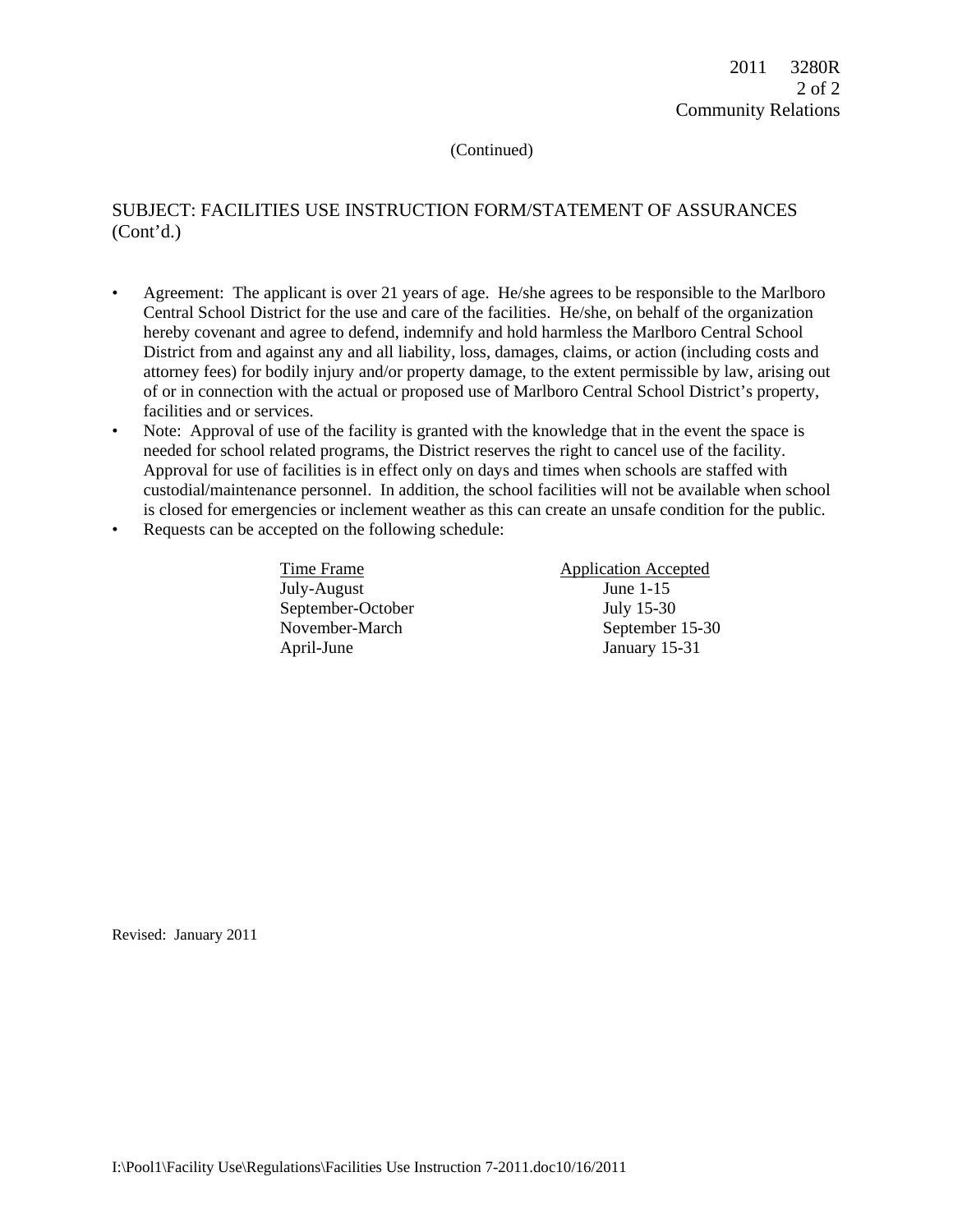(Continued)

SUBJECT: FACILITIES USE INSTRUCTION FORM/STATEMENT OF ASSURANCES (Cont'd.)

- Agreement: The applicant is over 21 years of age. He/she agrees to be responsible to the Marlboro Central School District for the use and care of the facilities. He/she, on behalf of the organization hereby covenant and agree to defend, indemnify and hold harmless the Marlboro Central School District from and against any and all liability, loss, damages, claims, or action (including costs and attorney fees) for bodily injury and/or property damage, to the extent permissible by law, arising out of or in connection with the actual or proposed use of Marlboro Central School District's property, facilities and or services.
- Note: Approval of use of the facility is granted with the knowledge that in the event the space is needed for school related programs, the District reserves the right to cancel use of the facility. Approval for use of facilities is in effect only on days and times when schools are staffed with custodial/maintenance personnel. In addition, the school facilities will not be available when school is closed for emergencies or inclement weather as this can create an unsafe condition for the public.
- Requests can be accepted on the following schedule:

| Time Frame | Application Accepted |
|---|---|
| July-August | June 1-15 |
| September-October | July 15-30 |
| November-March | September 15-30 |
| April-June | January 15-31 |

Revised: January 2011

I:\Pool1\Facility Use\Regulations\Facilities Use Instruction 7-2011.doc10/16/2011